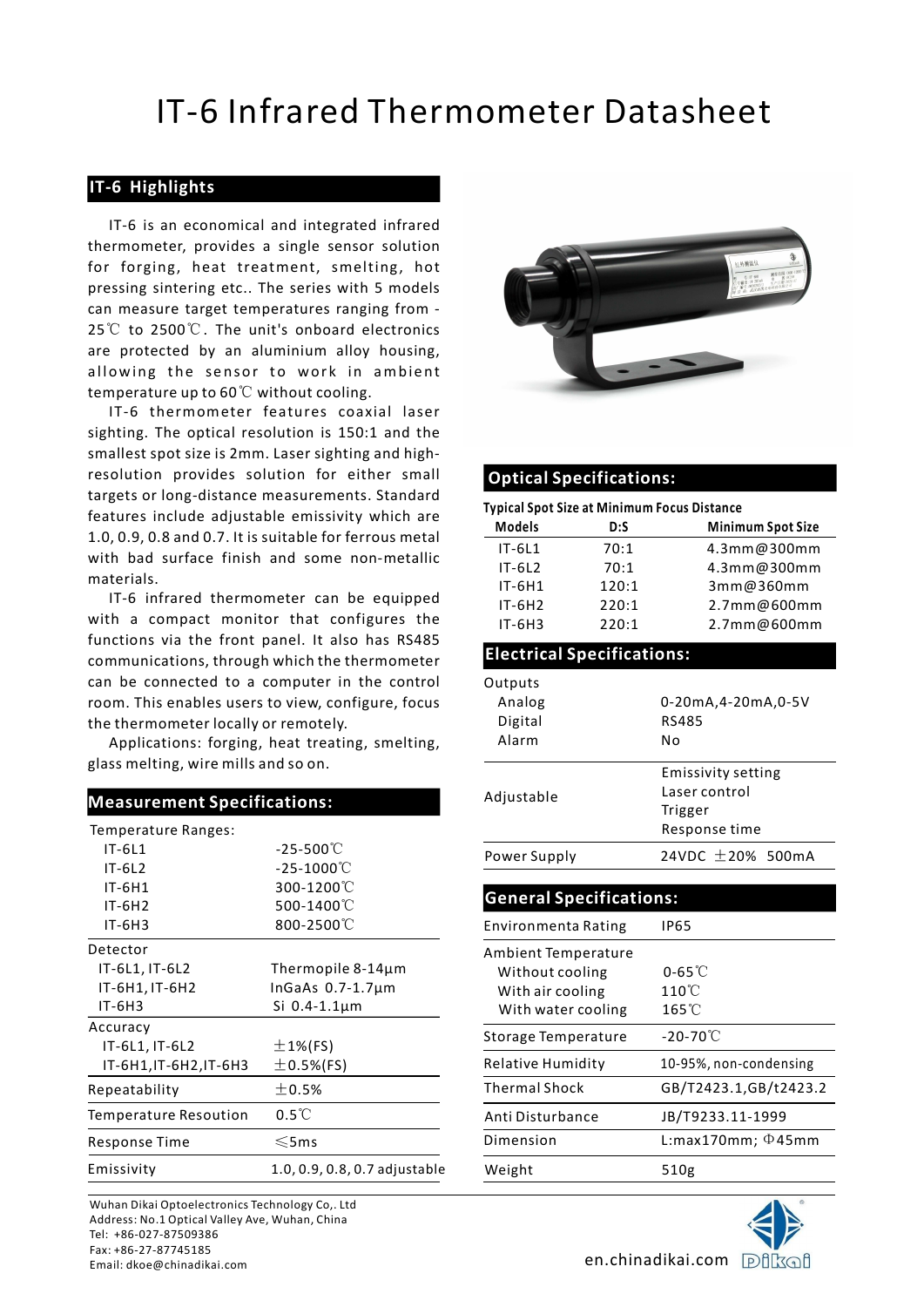# IT-6 Infrared Thermometer Datasheet

## IT-6 Highlights

IT-6 is an economical and integrated infrared thermometer, provides a single sensor solution for forging, heat treatment, smelting, hot pressing sintering etc.. The series with 5 models can measure target temperatures ranging from -25℃ to 2500℃. The unit's onboard electronics are protected by an aluminium alloy housing, allowing the sensor to work in ambient temperature up to 60℃ without cooling.

IT-6 thermometer features coaxial laser sighting. The optical resolution is 150:1 and the smallest spot size is 2mm. Laser sighting and high-resolution provides solution for either small targets or long-distance measurements. Standard features include adjustable emissivity which are 1.0, 0.9, 0.8 and 0.7. It is suitable for ferrous metal with bad surface finish and some non-metallic materials.

IT-6 infrared thermometer can be equipped with a compact monitor that configures the functions via the front panel. It also has RS485 communications, through which the thermometer can be connected to a computer in the control room. This enables users to view, configure, focus the thermometer locally or remotely.

Applications: forging, heat treating, smelting, glass melting, wire mills and so on.

## Measurement Specifications:

| | |
|---|---|
| Temperature Ranges: | |
| IT-6L1 | -25-500℃ |
| IT-6L2 | -25-1000℃ |
| IT-6H1 | 300-1200℃ |
| IT-6H2 | 500-1400℃ |
| IT-6H3 | 800-2500℃ |
| Detector | |
| IT-6L1, IT-6L2 | Thermopile 8-14μm |
| IT-6H1, IT-6H2 | InGaAs 0.7-1.7μm |
| IT-6H3 | Si 0.4-1.1μm |
| Accuracy | |
| IT-6L1, IT-6L2 | ±1%(FS) |
| IT-6H1,IT-6H2,IT-6H3 | ±0.5%(FS) |
| Repeatability | ±0.5% |
| Temperature Resoution | 0.5℃ |
| Response Time | ≤5ms |
| Emissivity | 1.0, 0.9, 0.8, 0.7 adjustable |

## Optical Specifications:

**Typical Spot Size at Minimum Focus Distance**

| Models | D:S | Minimum Spot Size |
|---|---|---|
| IT-6L1 | 70:1 | 4.3mm@300mm |
| IT-6L2 | 70:1 | 4.3mm@300mm |
| IT-6H1 | 120:1 | 3mm@360mm |
| IT-6H2 | 220:1 | 2.7mm@600mm |
| IT-6H3 | 220:1 | 2.7mm@600mm |

## Electrical Specifications:

| | |
|---|---|
| Outputs | |
| Analog | 0-20mA,4-20mA,0-5V |
| Digital | RS485 |
| Alarm | No |
| Adjustable | Emissivity setting<br>Laser control<br>Trigger<br>Response time |
| Power Supply | 24VDC ±20% 500mA |

## General Specifications:

| | |
|---|---|
| Environmenta Rating | IP65 |
| Ambient Temperature | |
| Without cooling | 0-65℃ |
| With air cooling | 110℃ |
| With water cooling | 165℃ |
| Storage Temperature | -20-70℃ |
| Relative Humidity | 10-95%, non-condensing |
| Thermal Shock | GB/T2423.1,GB/t2423.2 |
| Anti Disturbance | JB/T9233.11-1999 |
| Dimension | L:max170mm; Φ45mm |
| Weight | 510g |

Wuhan Dikai Optoelectronics Technology Co,. Ltd
Address: No.1 Optical Valley Ave, Wuhan, China
Tel: +86-027-87509386
Fax: +86-27-87745185
Email: dkoe@chinadikai.com

en.chinadikai.com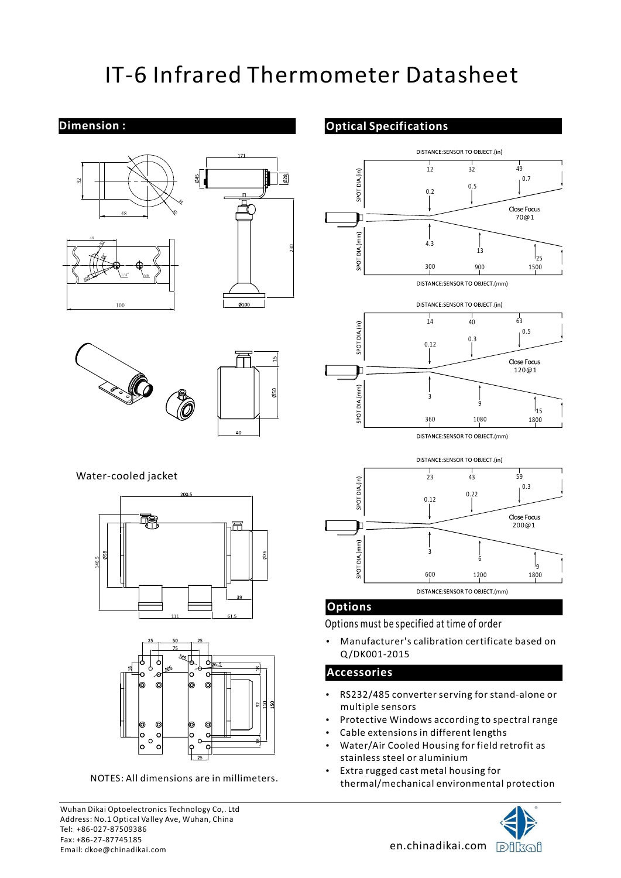# IT-6 Infrared Thermometer Datasheet

## Dimension :

32

48

171

Ø45

Ø28

230

100

Ø100

15

Ø50

40

Water-cooled jacket

200.5

146.5

Ø98

Ø76

39

111

61.5

25 50 25

75

M6

Ø5.5

18

38

92

110

150

38

25

NOTES: All dimensions are in millimeters.

## Optical Specifications

DISTANCE:SENSOR TO OBJECT.(in)

SPOT DIA.(in)

12 32 49

0.2 0.5 0.7

Close Focus 70@1

SPOT DIA.(mm)

4.3 13 25

300 900 1500

DISTANCE:SENSOR TO OBJECT.(mm)

DISTANCE:SENSOR TO OBJECT.(in)

SPOT DIA.(in)

14 40 63

0.12 0.3 0.5

Close Focus 120@1

SPOT DIA.(mm)

3 9 15

360 1080 1800

DISTANCE:SENSOR TO OBJECT.(mm)

DISTANCE:SENSOR TO OBJECT.(in)

SPOT DIA.(in)

23 43 59

0.12 0.22 0.3

Close Focus 200@1

SPOT DIA.(mm)

3 6 9

600 1200 1800

DISTANCE:SENSOR TO OBJECT.(mm)

## Options

Options must be specified at time of order

- Manufacturer's calibration certificate based on Q/DK001-2015

## Accessories

- RS232/485 converter serving for stand-alone or multiple sensors
- Protective Windows according to spectral range
- Cable extensions in different lengths
- Water/Air Cooled Housing for field retrofit as stainless steel or aluminium
- Extra rugged cast metal housing for thermal/mechanical environmental protection

Wuhan Dikai Optoelectronics Technology Co,. Ltd
Address: No.1 Optical Valley Ave, Wuhan, China
Tel: +86-027-87509386
Fax: +86-27-87745185
Email: dkoe@chinadikai.com

en.chinadikai.com